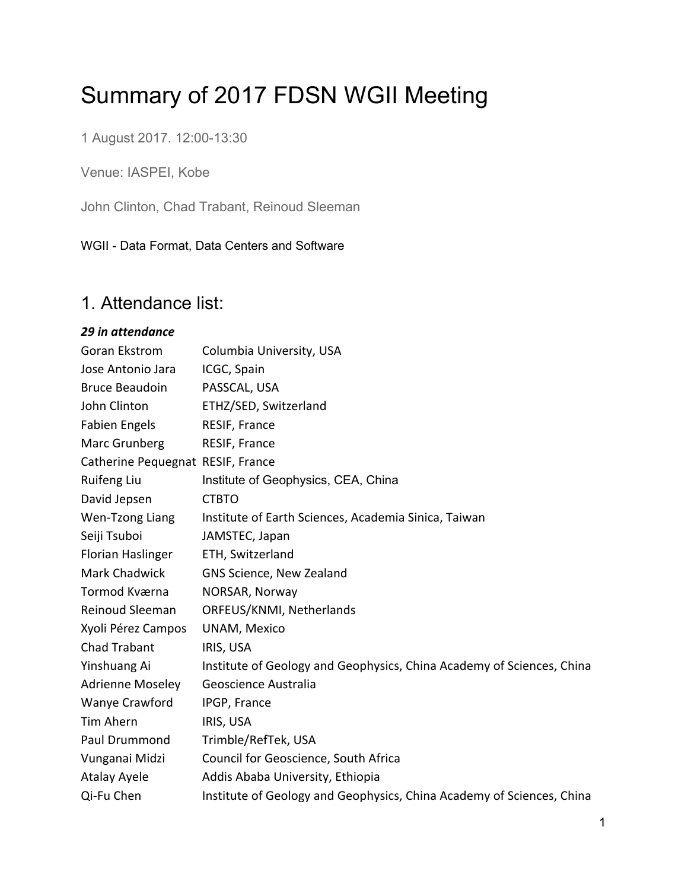# Summary of 2017 FDSN WGII Meeting

1 August 2017. 12:00-13:30

Venue: IASPEI, Kobe

John Clinton, Chad Trabant, Reinoud Sleeman

WGII - Data Format, Data Centers and Software

## 1. Attendance list:

***29 in attendance***

| | |
|---|---|
| Goran Ekstrom | Columbia University, USA |
| Jose Antonio Jara | ICGC, Spain |
| Bruce Beaudoin | PASSCAL, USA |
| John Clinton | ETHZ/SED, Switzerland |
| Fabien Engels | RESIF, France |
| Marc Grunberg | RESIF, France |
| Catherine Pequegnat | RESIF, France |
| Ruifeng Liu | Institute of Geophysics, CEA, China |
| David Jepsen | CTBTO |
| Wen-Tzong Liang | Institute of Earth Sciences, Academia Sinica, Taiwan |
| Seiji Tsuboi | JAMSTEC, Japan |
| Florian Haslinger | ETH, Switzerland |
| Mark Chadwick | GNS Science, New Zealand |
| Tormod Kværna | NORSAR, Norway |
| Reinoud Sleeman | ORFEUS/KNMI, Netherlands |
| Xyoli Pérez Campos | UNAM, Mexico |
| Chad Trabant | IRIS, USA |
| Yinshuang Ai | Institute of Geology and Geophysics, China Academy of Sciences, China |
| Adrienne Moseley | Geoscience Australia |
| Wanye Crawford | IPGP, France |
| Tim Ahern | IRIS, USA |
| Paul Drummond | Trimble/RefTek, USA |
| Vunganai Midzi | Council for Geoscience, South Africa |
| Atalay Ayele | Addis Ababa University, Ethiopia |
| Qi-Fu Chen | Institute of Geology and Geophysics, China Academy of Sciences, China |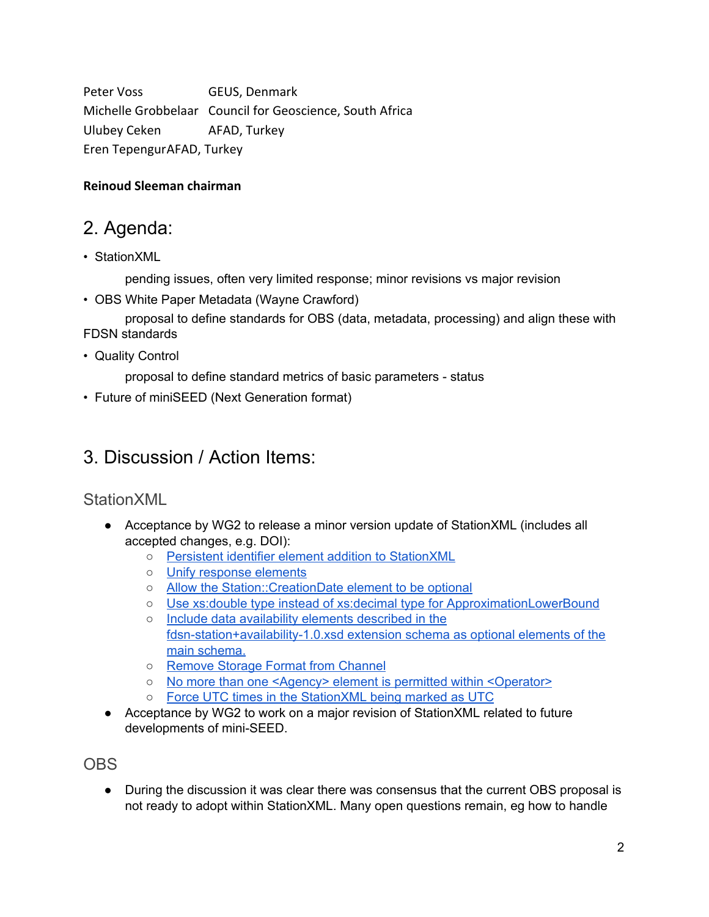| | |
|---|---|
| Peter Voss | GEUS, Denmark |
| Michelle Grobbelaar | Council for Geoscience, South Africa |
| Ulubey Ceken | AFAD, Turkey |
| Eren Tepengur | AFAD, Turkey |

**Reinoud Sleeman chairman**

## 2. Agenda:

- StationXML

  pending issues, often very limited response; minor revisions vs major revision

- OBS White Paper Metadata (Wayne Crawford)

  proposal to define standards for OBS (data, metadata, processing) and align these with FDSN standards

- Quality Control

  proposal to define standard metrics of basic parameters - status

- Future of miniSEED (Next Generation format)

## 3. Discussion / Action Items:

### StationXML

- Acceptance by WG2 to release a minor version update of StationXML (includes all accepted changes, e.g. DOI):
  - Persistent identifier element addition to StationXML
  - Unify response elements
  - Allow the Station::CreationDate element to be optional
  - Use xs:double type instead of xs:decimal type for ApproximationLowerBound
  - Include data availability elements described in the fdsn-station+availability-1.0.xsd extension schema as optional elements of the main schema.
  - Remove Storage Format from Channel
  - No more than one <Agency> element is permitted within <Operator>
  - Force UTC times in the StationXML being marked as UTC
- Acceptance by WG2 to work on a major revision of StationXML related to future developments of mini-SEED.

### OBS

- During the discussion it was clear there was consensus that the current OBS proposal is not ready to adopt within StationXML. Many open questions remain, eg how to handle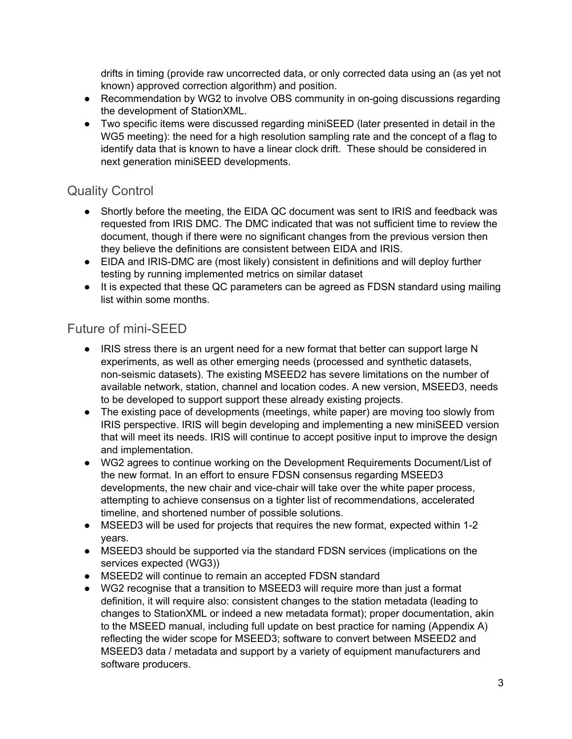drifts in timing (provide raw uncorrected data, or only corrected data using an (as yet not known) approved correction algorithm) and position.

- Recommendation by WG2 to involve OBS community in on-going discussions regarding the development of StationXML.
- Two specific items were discussed regarding miniSEED (later presented in detail in the WG5 meeting): the need for a high resolution sampling rate and the concept of a flag to identify data that is known to have a linear clock drift. These should be considered in next generation miniSEED developments.

## Quality Control

- Shortly before the meeting, the EIDA QC document was sent to IRIS and feedback was requested from IRIS DMC. The DMC indicated that was not sufficient time to review the document, though if there were no significant changes from the previous version then they believe the definitions are consistent between EIDA and IRIS.
- EIDA and IRIS-DMC are (most likely) consistent in definitions and will deploy further testing by running implemented metrics on similar dataset
- It is expected that these QC parameters can be agreed as FDSN standard using mailing list within some months.

## Future of mini-SEED

- IRIS stress there is an urgent need for a new format that better can support large N experiments, as well as other emerging needs (processed and synthetic datasets, non-seismic datasets). The existing MSEED2 has severe limitations on the number of available network, station, channel and location codes. A new version, MSEED3, needs to be developed to support support these already existing projects.
- The existing pace of developments (meetings, white paper) are moving too slowly from IRIS perspective. IRIS will begin developing and implementing a new miniSEED version that will meet its needs. IRIS will continue to accept positive input to improve the design and implementation.
- WG2 agrees to continue working on the Development Requirements Document/List of the new format. In an effort to ensure FDSN consensus regarding MSEED3 developments, the new chair and vice-chair will take over the white paper process, attempting to achieve consensus on a tighter list of recommendations, accelerated timeline, and shortened number of possible solutions.
- MSEED3 will be used for projects that requires the new format, expected within 1-2 years.
- MSEED3 should be supported via the standard FDSN services (implications on the services expected (WG3))
- MSEED2 will continue to remain an accepted FDSN standard
- WG2 recognise that a transition to MSEED3 will require more than just a format definition, it will require also: consistent changes to the station metadata (leading to changes to StationXML or indeed a new metadata format); proper documentation, akin to the MSEED manual, including full update on best practice for naming (Appendix A) reflecting the wider scope for MSEED3; software to convert between MSEED2 and MSEED3 data / metadata and support by a variety of equipment manufacturers and software producers.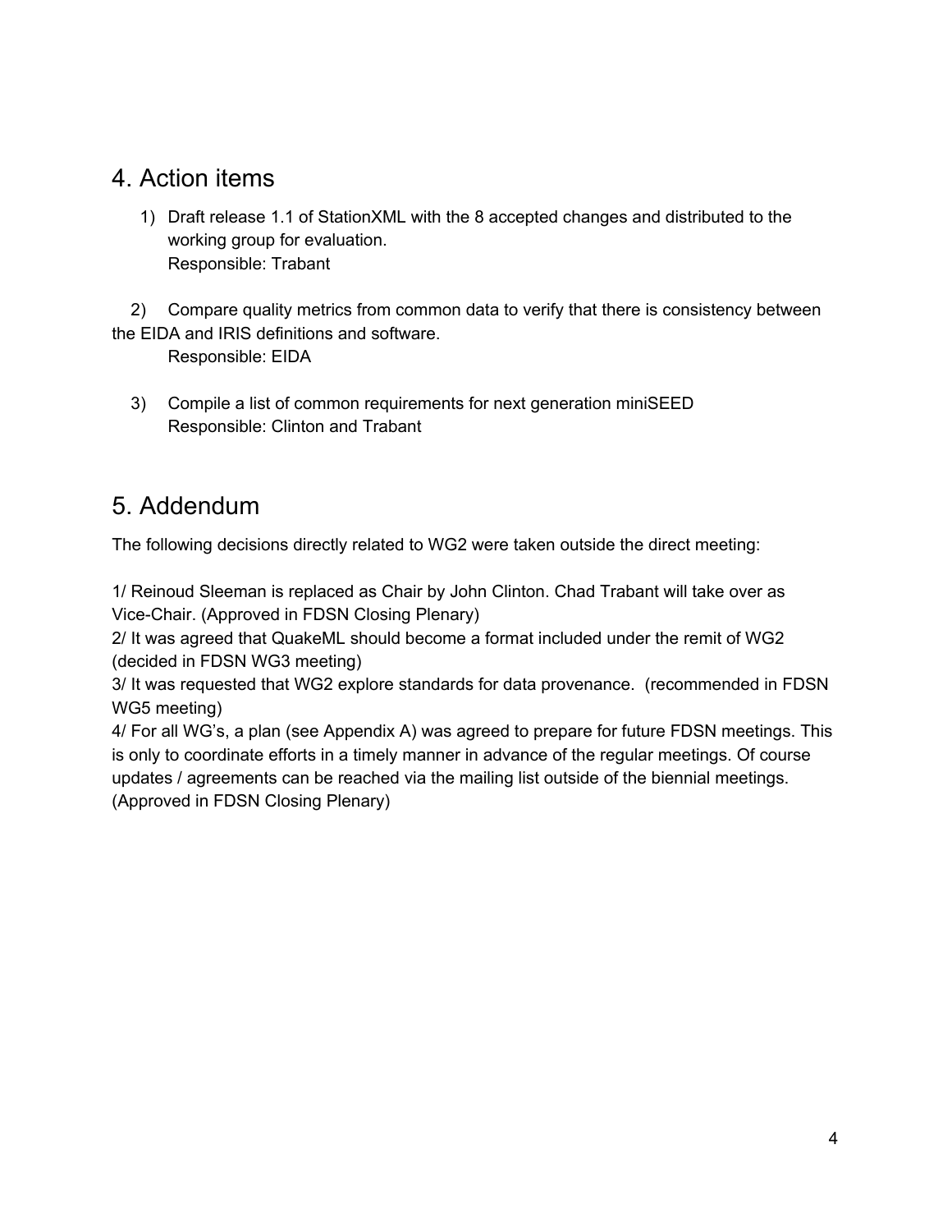## 4. Action items

1) Draft release 1.1 of StationXML with the 8 accepted changes and distributed to the working group for evaluation.
   Responsible: Trabant

2) Compare quality metrics from common data to verify that there is consistency between the EIDA and IRIS definitions and software.
   Responsible: EIDA

3) Compile a list of common requirements for next generation miniSEED
   Responsible: Clinton and Trabant

## 5. Addendum

The following decisions directly related to WG2 were taken outside the direct meeting:

1/ Reinoud Sleeman is replaced as Chair by John Clinton. Chad Trabant will take over as Vice-Chair. (Approved in FDSN Closing Plenary)
2/ It was agreed that QuakeML should become a format included under the remit of WG2 (decided in FDSN WG3 meeting)
3/ It was requested that WG2 explore standards for data provenance. (recommended in FDSN WG5 meeting)
4/ For all WG's, a plan (see Appendix A) was agreed to prepare for future FDSN meetings. This is only to coordinate efforts in a timely manner in advance of the regular meetings. Of course updates / agreements can be reached via the mailing list outside of the biennial meetings. (Approved in FDSN Closing Plenary)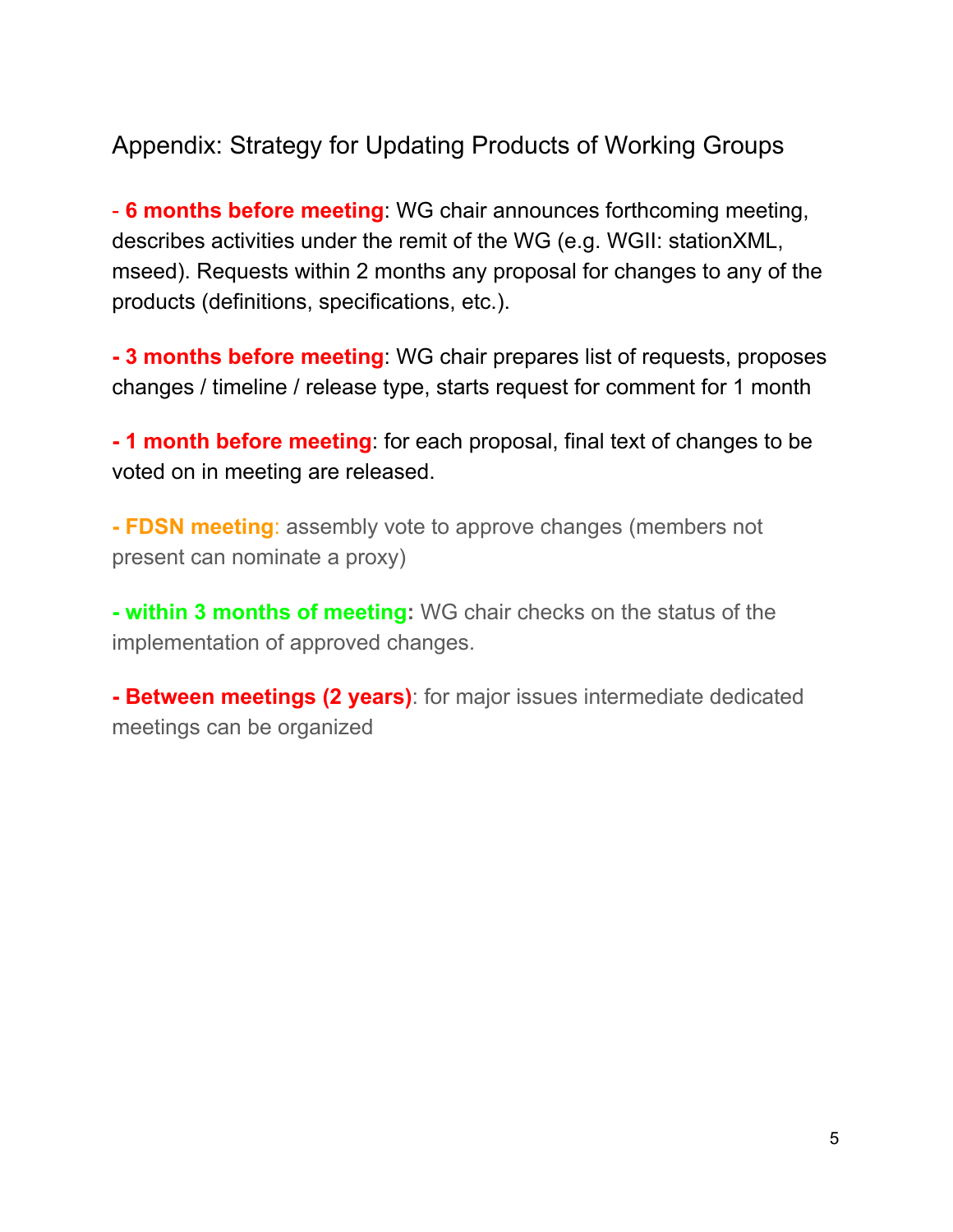## Appendix: Strategy for Updating Products of Working Groups

- **6 months before meeting**: WG chair announces forthcoming meeting, describes activities under the remit of the WG (e.g. WGII: stationXML, mseed). Requests within 2 months any proposal for changes to any of the products (definitions, specifications, etc.).

- **3 months before meeting**: WG chair prepares list of requests, proposes changes / timeline / release type, starts request for comment for 1 month

- **1 month before meeting**: for each proposal, final text of changes to be voted on in meeting are released.

- **FDSN meeting**: assembly vote to approve changes (members not present can nominate a proxy)

- **within 3 months of meeting:** WG chair checks on the status of the implementation of approved changes.

- **Between meetings (2 years)**: for major issues intermediate dedicated meetings can be organized